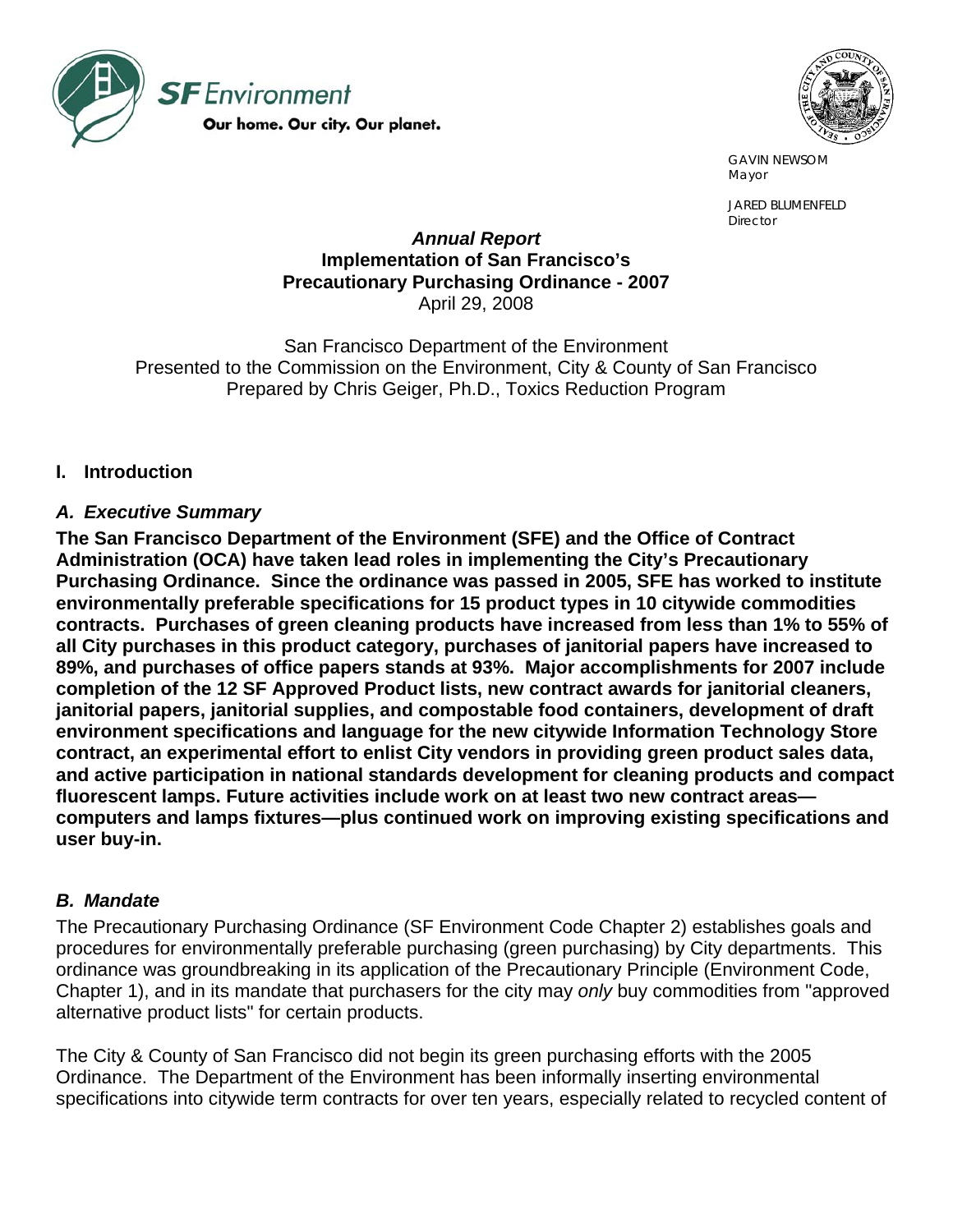**SF** Environment

Our home. Our city. Our planet.

GAVIN NEWSOM
Mayor

JARED BLUMENFELD
Director

***Annual Report***
**Implementation of San Francisco's Precautionary Purchasing Ordinance - 2007**
April 29, 2008

San Francisco Department of the Environment
Presented to the Commission on the Environment, City & County of San Francisco
Prepared by Chris Geiger, Ph.D., Toxics Reduction Program

## I. Introduction

### *A. Executive Summary*

**The San Francisco Department of the Environment (SFE) and the Office of Contract Administration (OCA) have taken lead roles in implementing the City's Precautionary Purchasing Ordinance. Since the ordinance was passed in 2005, SFE has worked to institute environmentally preferable specifications for 15 product types in 10 citywide commodities contracts. Purchases of green cleaning products have increased from less than 1% to 55% of all City purchases in this product category, purchases of janitorial papers have increased to 89%, and purchases of office papers stands at 93%. Major accomplishments for 2007 include completion of the 12 SF Approved Product lists, new contract awards for janitorial cleaners, janitorial papers, janitorial supplies, and compostable food containers, development of draft environment specifications and language for the new citywide Information Technology Store contract, an experimental effort to enlist City vendors in providing green product sales data, and active participation in national standards development for cleaning products and compact fluorescent lamps. Future activities include work on at least two new contract areas—computers and lamps fixtures—plus continued work on improving existing specifications and user buy-in.**

### *B. Mandate*

The Precautionary Purchasing Ordinance (SF Environment Code Chapter 2) establishes goals and procedures for environmentally preferable purchasing (green purchasing) by City departments. This ordinance was groundbreaking in its application of the Precautionary Principle (Environment Code, Chapter 1), and in its mandate that purchasers for the city may *only* buy commodities from "approved alternative product lists" for certain products.

The City & County of San Francisco did not begin its green purchasing efforts with the 2005 Ordinance. The Department of the Environment has been informally inserting environmental specifications into citywide term contracts for over ten years, especially related to recycled content of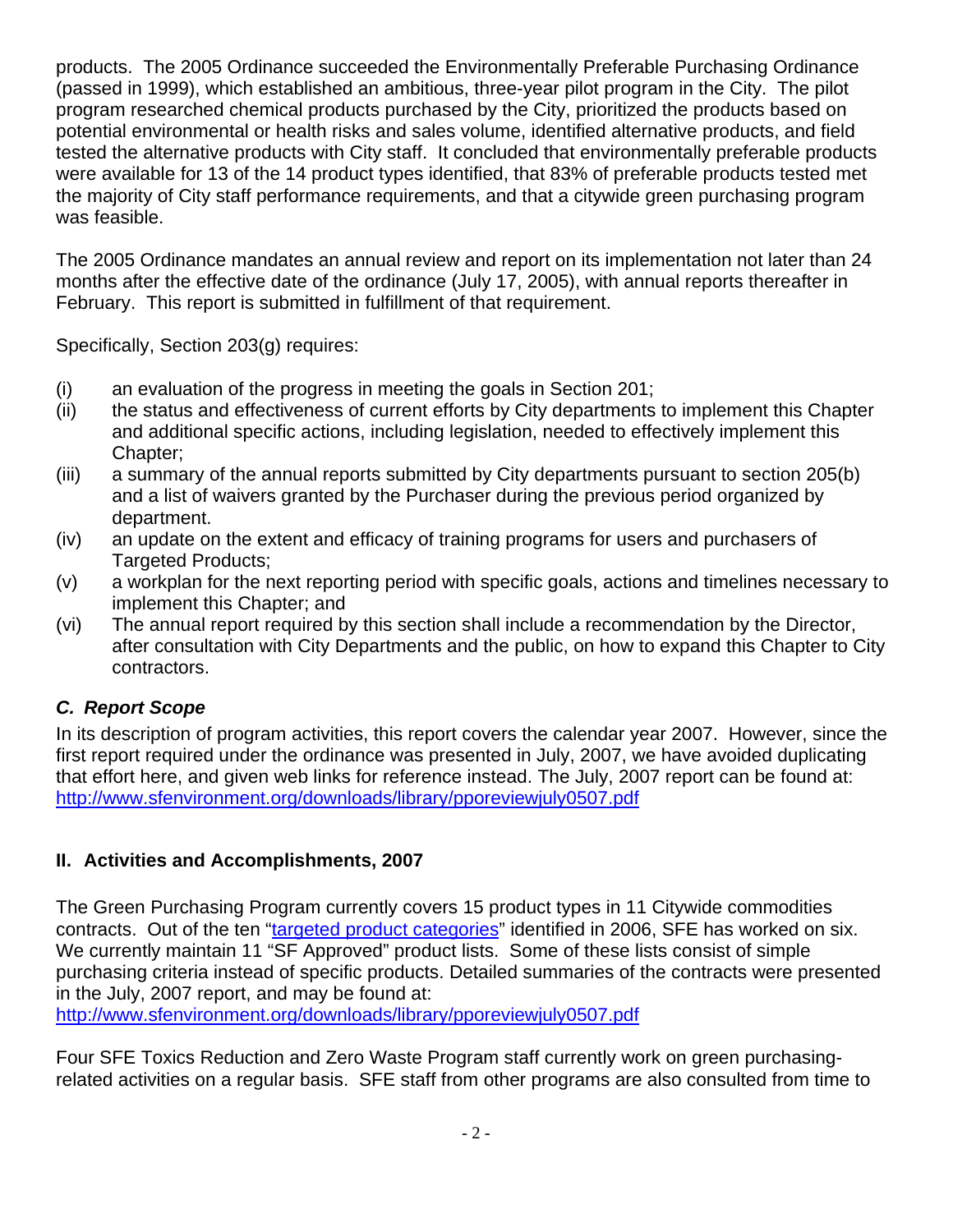products. The 2005 Ordinance succeeded the Environmentally Preferable Purchasing Ordinance (passed in 1999), which established an ambitious, three-year pilot program in the City. The pilot program researched chemical products purchased by the City, prioritized the products based on potential environmental or health risks and sales volume, identified alternative products, and field tested the alternative products with City staff. It concluded that environmentally preferable products were available for 13 of the 14 product types identified, that 83% of preferable products tested met the majority of City staff performance requirements, and that a citywide green purchasing program was feasible.

The 2005 Ordinance mandates an annual review and report on its implementation not later than 24 months after the effective date of the ordinance (July 17, 2005), with annual reports thereafter in February. This report is submitted in fulfillment of that requirement.

Specifically, Section 203(g) requires:

(i) an evaluation of the progress in meeting the goals in Section 201;
(ii) the status and effectiveness of current efforts by City departments to implement this Chapter and additional specific actions, including legislation, needed to effectively implement this Chapter;
(iii) a summary of the annual reports submitted by City departments pursuant to section 205(b) and a list of waivers granted by the Purchaser during the previous period organized by department.
(iv) an update on the extent and efficacy of training programs for users and purchasers of Targeted Products;
(v) a workplan for the next reporting period with specific goals, actions and timelines necessary to implement this Chapter; and
(vi) The annual report required by this section shall include a recommendation by the Director, after consultation with City Departments and the public, on how to expand this Chapter to City contractors.

### *C. Report Scope*

In its description of program activities, this report covers the calendar year 2007. However, since the first report required under the ordinance was presented in July, 2007, we have avoided duplicating that effort here, and given web links for reference instead. The July, 2007 report can be found at: http://www.sfenvironment.org/downloads/library/pporeviewjuly0507.pdf

## II. Activities and Accomplishments, 2007

The Green Purchasing Program currently covers 15 product types in 11 Citywide commodities contracts. Out of the ten "targeted product categories" identified in 2006, SFE has worked on six. We currently maintain 11 "SF Approved" product lists. Some of these lists consist of simple purchasing criteria instead of specific products. Detailed summaries of the contracts were presented in the July, 2007 report, and may be found at:
http://www.sfenvironment.org/downloads/library/pporeviewjuly0507.pdf

Four SFE Toxics Reduction and Zero Waste Program staff currently work on green purchasing-related activities on a regular basis. SFE staff from other programs are also consulted from time to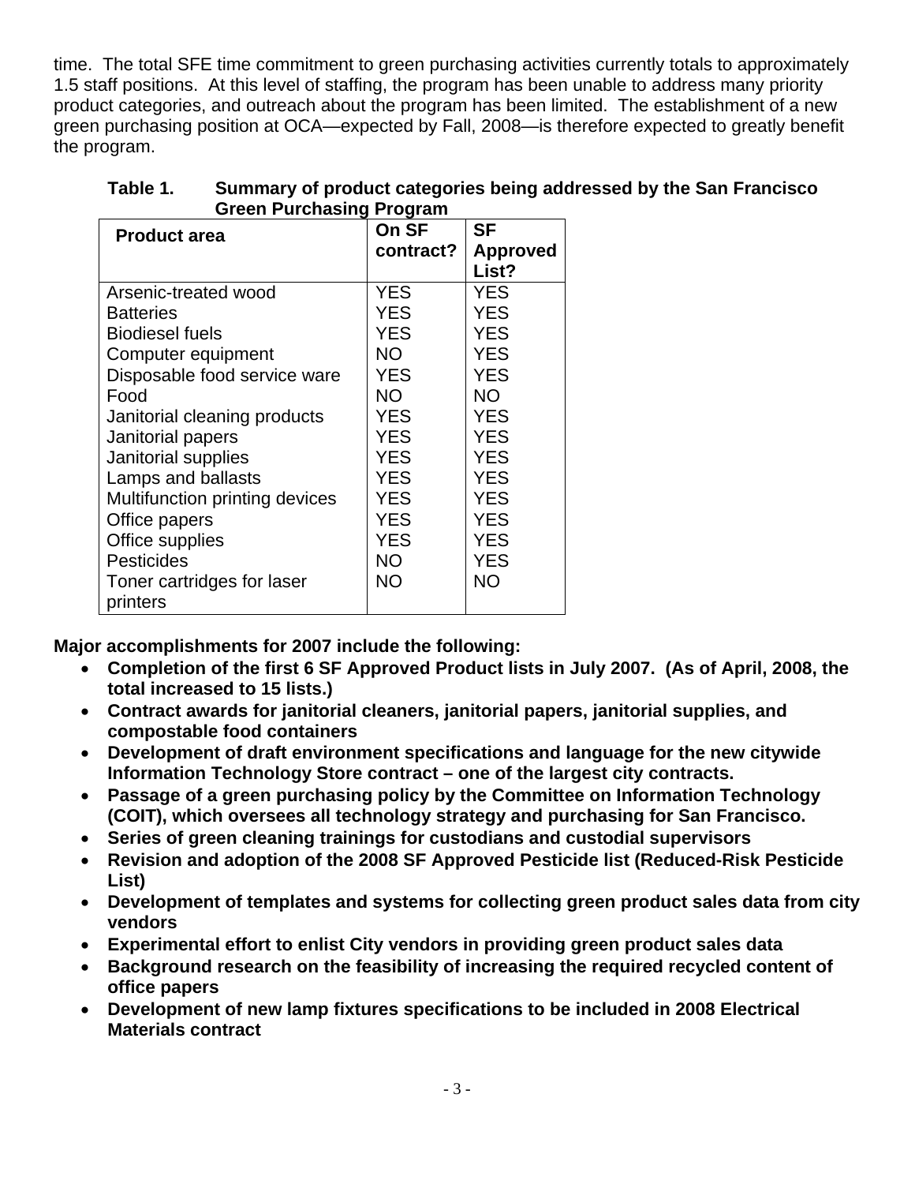time. The total SFE time commitment to green purchasing activities currently totals to approximately 1.5 staff positions. At this level of staffing, the program has been unable to address many priority product categories, and outreach about the program has been limited. The establishment of a new green purchasing position at OCA—expected by Fall, 2008—is therefore expected to greatly benefit the program.

**Table 1. Summary of product categories being addressed by the San Francisco Green Purchasing Program**

| Product area | On SF contract? | SF Approved List? |
| --- | --- | --- |
| Arsenic-treated wood | YES | YES |
| Batteries | YES | YES |
| Biodiesel fuels | YES | YES |
| Computer equipment | NO | YES |
| Disposable food service ware | YES | YES |
| Food | NO | NO |
| Janitorial cleaning products | YES | YES |
| Janitorial papers | YES | YES |
| Janitorial supplies | YES | YES |
| Lamps and ballasts | YES | YES |
| Multifunction printing devices | YES | YES |
| Office papers | YES | YES |
| Office supplies | YES | YES |
| Pesticides | NO | YES |
| Toner cartridges for laser printers | NO | NO |

**Major accomplishments for 2007 include the following:**

- **Completion of the first 6 SF Approved Product lists in July 2007. (As of April, 2008, the total increased to 15 lists.)**
- **Contract awards for janitorial cleaners, janitorial papers, janitorial supplies, and compostable food containers**
- **Development of draft environment specifications and language for the new citywide Information Technology Store contract – one of the largest city contracts.**
- **Passage of a green purchasing policy by the Committee on Information Technology (COIT), which oversees all technology strategy and purchasing for San Francisco.**
- **Series of green cleaning trainings for custodians and custodial supervisors**
- **Revision and adoption of the 2008 SF Approved Pesticide list (Reduced-Risk Pesticide List)**
- **Development of templates and systems for collecting green product sales data from city vendors**
- **Experimental effort to enlist City vendors in providing green product sales data**
- **Background research on the feasibility of increasing the required recycled content of office papers**
- **Development of new lamp fixtures specifications to be included in 2008 Electrical Materials contract**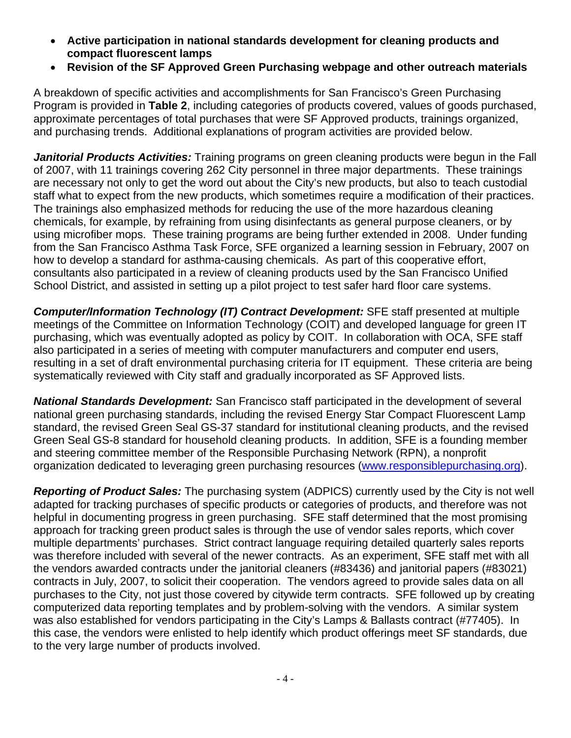- **Active participation in national standards development for cleaning products and compact fluorescent lamps**
- **Revision of the SF Approved Green Purchasing webpage and other outreach materials**

A breakdown of specific activities and accomplishments for San Francisco's Green Purchasing Program is provided in **Table 2**, including categories of products covered, values of goods purchased, approximate percentages of total purchases that were SF Approved products, trainings organized, and purchasing trends. Additional explanations of program activities are provided below.

***Janitorial Products Activities:*** Training programs on green cleaning products were begun in the Fall of 2007, with 11 trainings covering 262 City personnel in three major departments. These trainings are necessary not only to get the word out about the City's new products, but also to teach custodial staff what to expect from the new products, which sometimes require a modification of their practices. The trainings also emphasized methods for reducing the use of the more hazardous cleaning chemicals, for example, by refraining from using disinfectants as general purpose cleaners, or by using microfiber mops. These training programs are being further extended in 2008. Under funding from the San Francisco Asthma Task Force, SFE organized a learning session in February, 2007 on how to develop a standard for asthma-causing chemicals. As part of this cooperative effort, consultants also participated in a review of cleaning products used by the San Francisco Unified School District, and assisted in setting up a pilot project to test safer hard floor care systems.

***Computer/Information Technology (IT) Contract Development:*** SFE staff presented at multiple meetings of the Committee on Information Technology (COIT) and developed language for green IT purchasing, which was eventually adopted as policy by COIT. In collaboration with OCA, SFE staff also participated in a series of meeting with computer manufacturers and computer end users, resulting in a set of draft environmental purchasing criteria for IT equipment. These criteria are being systematically reviewed with City staff and gradually incorporated as SF Approved lists.

***National Standards Development:*** San Francisco staff participated in the development of several national green purchasing standards, including the revised Energy Star Compact Fluorescent Lamp standard, the revised Green Seal GS-37 standard for institutional cleaning products, and the revised Green Seal GS-8 standard for household cleaning products. In addition, SFE is a founding member and steering committee member of the Responsible Purchasing Network (RPN), a nonprofit organization dedicated to leveraging green purchasing resources (www.responsiblepurchasing.org).

***Reporting of Product Sales:*** The purchasing system (ADPICS) currently used by the City is not well adapted for tracking purchases of specific products or categories of products, and therefore was not helpful in documenting progress in green purchasing. SFE staff determined that the most promising approach for tracking green product sales is through the use of vendor sales reports, which cover multiple departments' purchases. Strict contract language requiring detailed quarterly sales reports was therefore included with several of the newer contracts. As an experiment, SFE staff met with all the vendors awarded contracts under the janitorial cleaners (#83436) and janitorial papers (#83021) contracts in July, 2007, to solicit their cooperation. The vendors agreed to provide sales data on all purchases to the City, not just those covered by citywide term contracts. SFE followed up by creating computerized data reporting templates and by problem-solving with the vendors. A similar system was also established for vendors participating in the City's Lamps & Ballasts contract (#77405). In this case, the vendors were enlisted to help identify which product offerings meet SF standards, due to the very large number of products involved.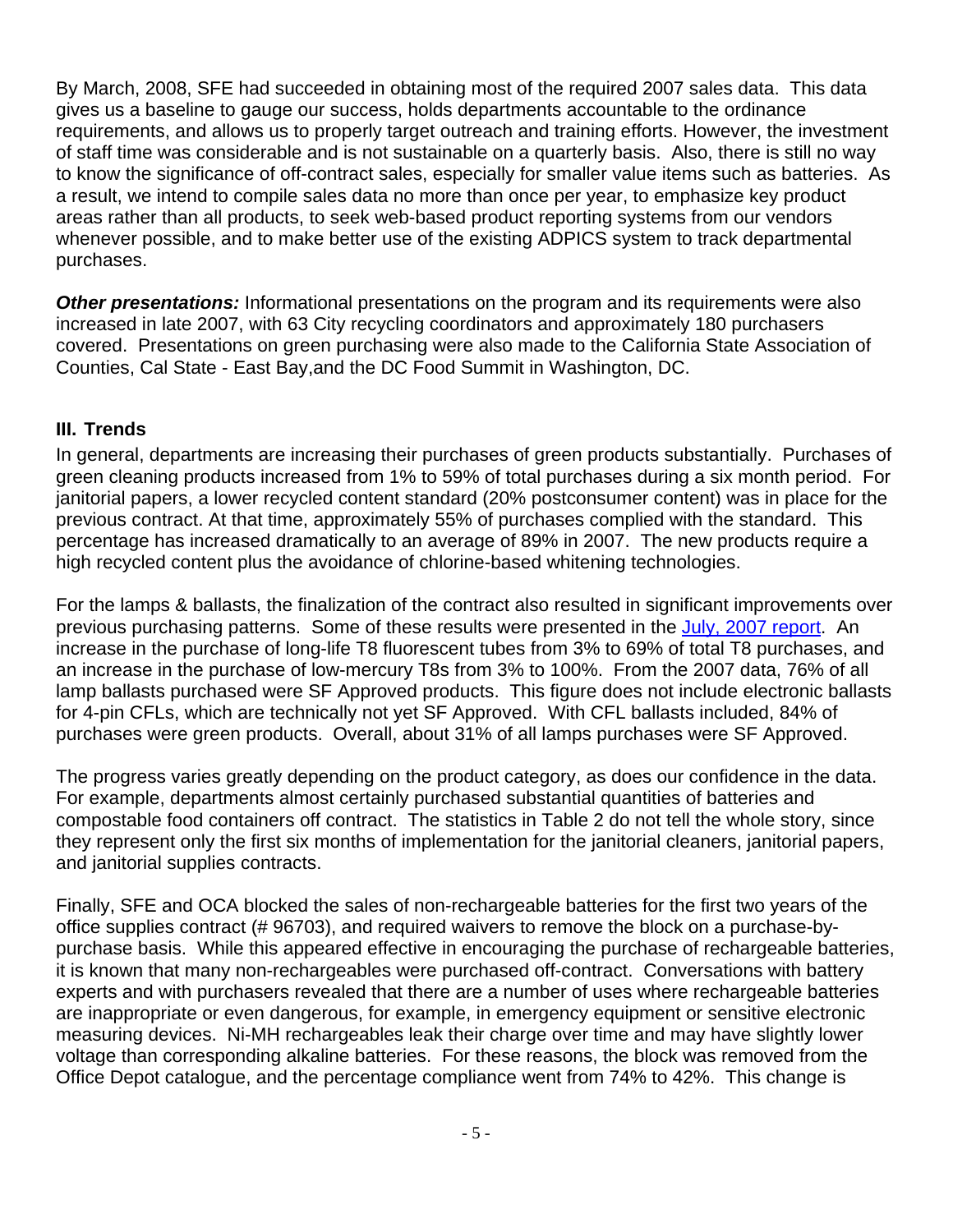By March, 2008, SFE had succeeded in obtaining most of the required 2007 sales data. This data gives us a baseline to gauge our success, holds departments accountable to the ordinance requirements, and allows us to properly target outreach and training efforts. However, the investment of staff time was considerable and is not sustainable on a quarterly basis. Also, there is still no way to know the significance of off-contract sales, especially for smaller value items such as batteries. As a result, we intend to compile sales data no more than once per year, to emphasize key product areas rather than all products, to seek web-based product reporting systems from our vendors whenever possible, and to make better use of the existing ADPICS system to track departmental purchases.

***Other presentations:*** Informational presentations on the program and its requirements were also increased in late 2007, with 63 City recycling coordinators and approximately 180 purchasers covered. Presentations on green purchasing were also made to the California State Association of Counties, Cal State - East Bay,and the DC Food Summit in Washington, DC.

## III. Trends

In general, departments are increasing their purchases of green products substantially. Purchases of green cleaning products increased from 1% to 59% of total purchases during a six month period. For janitorial papers, a lower recycled content standard (20% postconsumer content) was in place for the previous contract. At that time, approximately 55% of purchases complied with the standard. This percentage has increased dramatically to an average of 89% in 2007. The new products require a high recycled content plus the avoidance of chlorine-based whitening technologies.

For the lamps & ballasts, the finalization of the contract also resulted in significant improvements over previous purchasing patterns. Some of these results were presented in the July, 2007 report. An increase in the purchase of long-life T8 fluorescent tubes from 3% to 69% of total T8 purchases, and an increase in the purchase of low-mercury T8s from 3% to 100%. From the 2007 data, 76% of all lamp ballasts purchased were SF Approved products. This figure does not include electronic ballasts for 4-pin CFLs, which are technically not yet SF Approved. With CFL ballasts included, 84% of purchases were green products. Overall, about 31% of all lamps purchases were SF Approved.

The progress varies greatly depending on the product category, as does our confidence in the data. For example, departments almost certainly purchased substantial quantities of batteries and compostable food containers off contract. The statistics in Table 2 do not tell the whole story, since they represent only the first six months of implementation for the janitorial cleaners, janitorial papers, and janitorial supplies contracts.

Finally, SFE and OCA blocked the sales of non-rechargeable batteries for the first two years of the office supplies contract (# 96703), and required waivers to remove the block on a purchase-by-purchase basis. While this appeared effective in encouraging the purchase of rechargeable batteries, it is known that many non-rechargeables were purchased off-contract. Conversations with battery experts and with purchasers revealed that there are a number of uses where rechargeable batteries are inappropriate or even dangerous, for example, in emergency equipment or sensitive electronic measuring devices. Ni-MH rechargeables leak their charge over time and may have slightly lower voltage than corresponding alkaline batteries. For these reasons, the block was removed from the Office Depot catalogue, and the percentage compliance went from 74% to 42%. This change is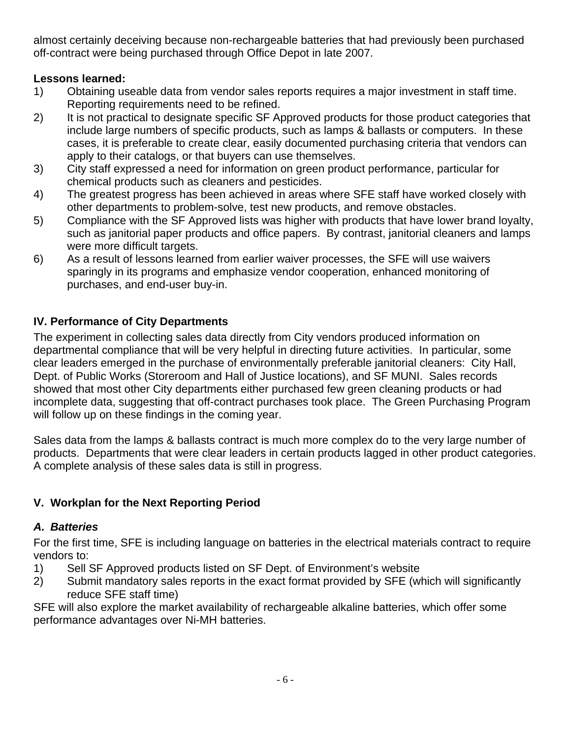almost certainly deceiving because non-rechargeable batteries that had previously been purchased off-contract were being purchased through Office Depot in late 2007.

**Lessons learned:**

1) Obtaining useable data from vendor sales reports requires a major investment in staff time. Reporting requirements need to be refined.
2) It is not practical to designate specific SF Approved products for those product categories that include large numbers of specific products, such as lamps & ballasts or computers. In these cases, it is preferable to create clear, easily documented purchasing criteria that vendors can apply to their catalogs, or that buyers can use themselves.
3) City staff expressed a need for information on green product performance, particular for chemical products such as cleaners and pesticides.
4) The greatest progress has been achieved in areas where SFE staff have worked closely with other departments to problem-solve, test new products, and remove obstacles.
5) Compliance with the SF Approved lists was higher with products that have lower brand loyalty, such as janitorial paper products and office papers. By contrast, janitorial cleaners and lamps were more difficult targets.
6) As a result of lessons learned from earlier waiver processes, the SFE will use waivers sparingly in its programs and emphasize vendor cooperation, enhanced monitoring of purchases, and end-user buy-in.

## IV. Performance of City Departments

The experiment in collecting sales data directly from City vendors produced information on departmental compliance that will be very helpful in directing future activities. In particular, some clear leaders emerged in the purchase of environmentally preferable janitorial cleaners: City Hall, Dept. of Public Works (Storeroom and Hall of Justice locations), and SF MUNI. Sales records showed that most other City departments either purchased few green cleaning products or had incomplete data, suggesting that off-contract purchases took place. The Green Purchasing Program will follow up on these findings in the coming year.

Sales data from the lamps & ballasts contract is much more complex do to the very large number of products. Departments that were clear leaders in certain products lagged in other product categories. A complete analysis of these sales data is still in progress.

## V. Workplan for the Next Reporting Period

### *A. Batteries*

For the first time, SFE is including language on batteries in the electrical materials contract to require vendors to:

1) Sell SF Approved products listed on SF Dept. of Environment's website
2) Submit mandatory sales reports in the exact format provided by SFE (which will significantly reduce SFE staff time)

SFE will also explore the market availability of rechargeable alkaline batteries, which offer some performance advantages over Ni-MH batteries.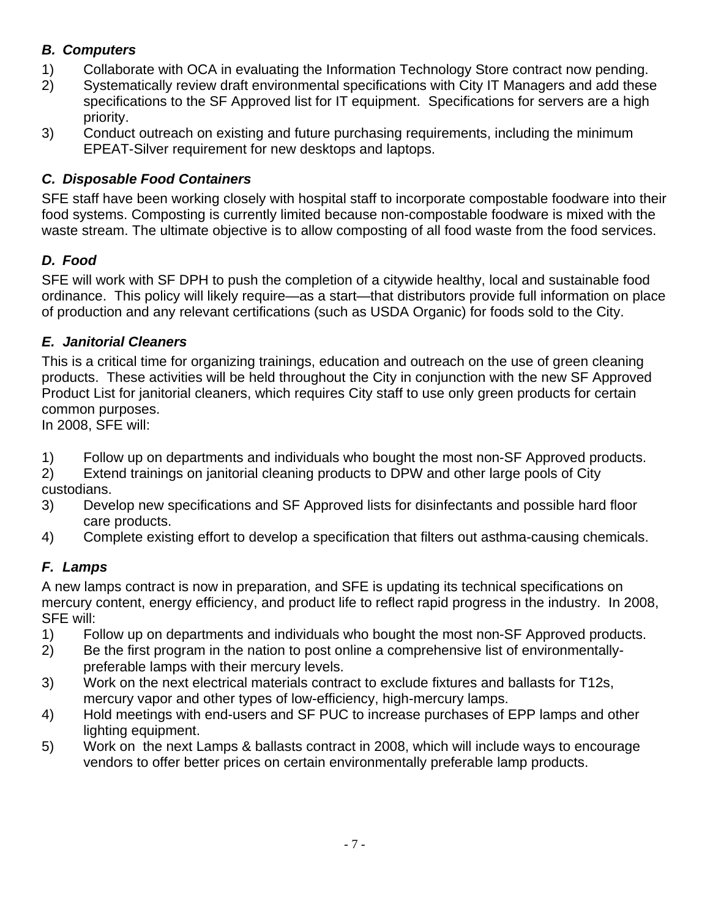### *B. Computers*

1) Collaborate with OCA in evaluating the Information Technology Store contract now pending.
2) Systematically review draft environmental specifications with City IT Managers and add these specifications to the SF Approved list for IT equipment. Specifications for servers are a high priority.
3) Conduct outreach on existing and future purchasing requirements, including the minimum EPEAT-Silver requirement for new desktops and laptops.

### *C. Disposable Food Containers*

SFE staff have been working closely with hospital staff to incorporate compostable foodware into their food systems. Composting is currently limited because non-compostable foodware is mixed with the waste stream. The ultimate objective is to allow composting of all food waste from the food services.

### *D. Food*

SFE will work with SF DPH to push the completion of a citywide healthy, local and sustainable food ordinance. This policy will likely require—as a start—that distributors provide full information on place of production and any relevant certifications (such as USDA Organic) for foods sold to the City.

### *E. Janitorial Cleaners*

This is a critical time for organizing trainings, education and outreach on the use of green cleaning products. These activities will be held throughout the City in conjunction with the new SF Approved Product List for janitorial cleaners, which requires City staff to use only green products for certain common purposes.
In 2008, SFE will:

1) Follow up on departments and individuals who bought the most non-SF Approved products.
2) Extend trainings on janitorial cleaning products to DPW and other large pools of City custodians.
3) Develop new specifications and SF Approved lists for disinfectants and possible hard floor care products.
4) Complete existing effort to develop a specification that filters out asthma-causing chemicals.

### *F. Lamps*

A new lamps contract is now in preparation, and SFE is updating its technical specifications on mercury content, energy efficiency, and product life to reflect rapid progress in the industry. In 2008, SFE will:

1) Follow up on departments and individuals who bought the most non-SF Approved products.
2) Be the first program in the nation to post online a comprehensive list of environmentally-preferable lamps with their mercury levels.
3) Work on the next electrical materials contract to exclude fixtures and ballasts for T12s, mercury vapor and other types of low-efficiency, high-mercury lamps.
4) Hold meetings with end-users and SF PUC to increase purchases of EPP lamps and other lighting equipment.
5) Work on the next Lamps & ballasts contract in 2008, which will include ways to encourage vendors to offer better prices on certain environmentally preferable lamp products.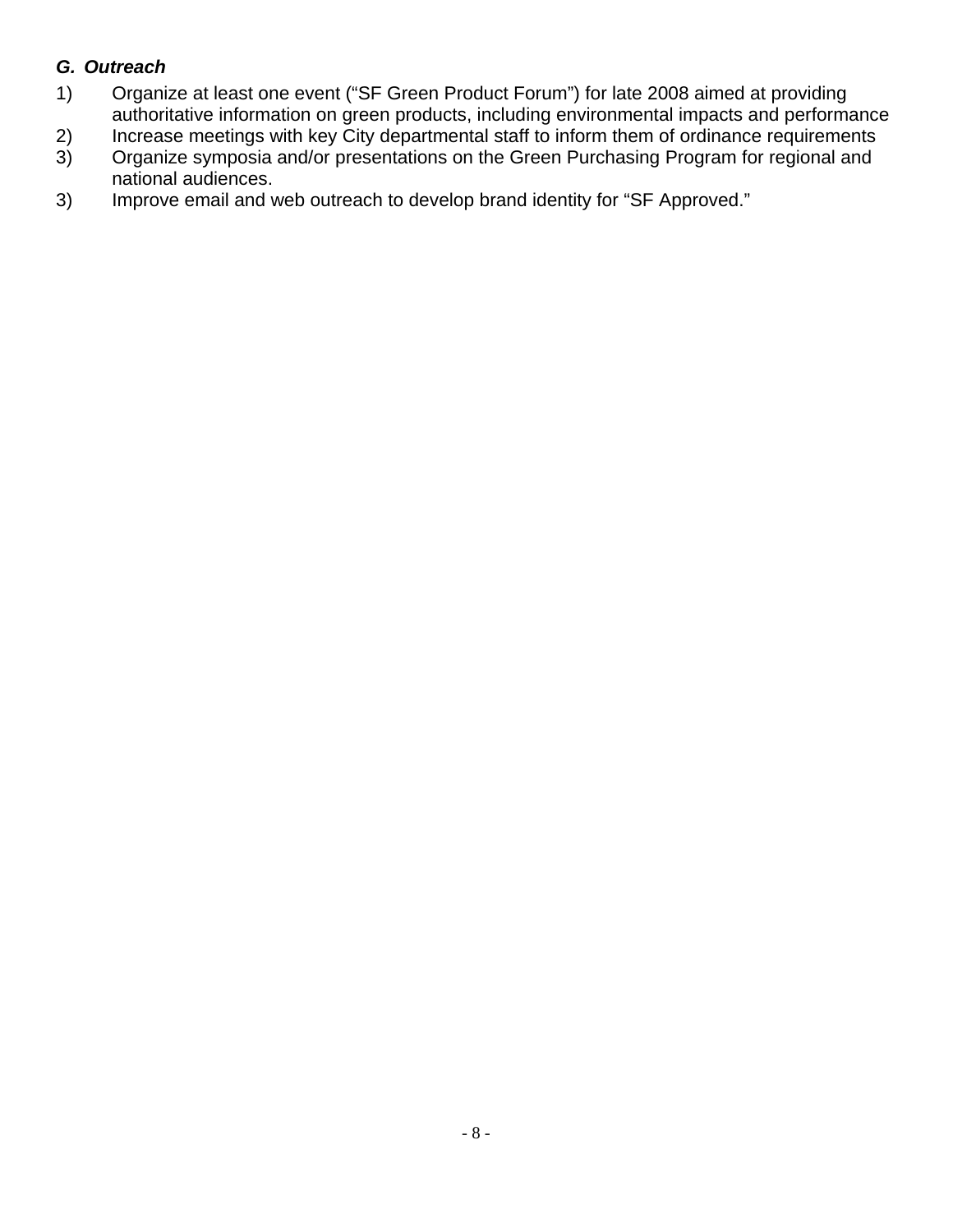### *G. Outreach*

1) Organize at least one event ("SF Green Product Forum") for late 2008 aimed at providing authoritative information on green products, including environmental impacts and performance
2) Increase meetings with key City departmental staff to inform them of ordinance requirements
3) Organize symposia and/or presentations on the Green Purchasing Program for regional and national audiences.
3) Improve email and web outreach to develop brand identity for "SF Approved."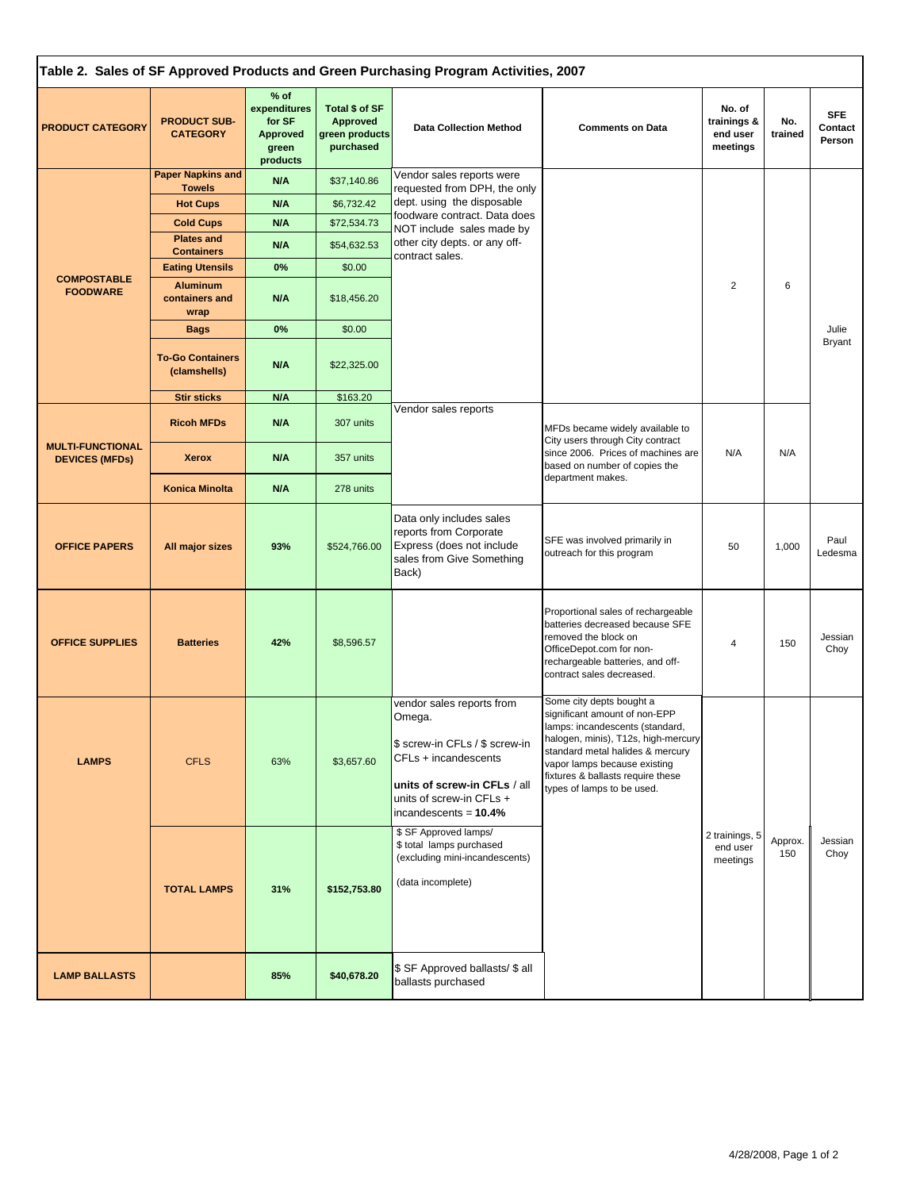**Table 2. Sales of SF Approved Products and Green Purchasing Program Activities, 2007**

| PRODUCT CATEGORY | PRODUCT SUB-CATEGORY | % of expenditures for SF Approved green products | Total $ of SF Approved green products purchased | Data Collection Method | Comments on Data | No. of trainings & end user meetings | No. trained | SFE Contact Person |
|---|---|---|---|---|---|---|---|---|
| COMPOSTABLE FOODWARE | Paper Napkins and Towels | N/A | $37,140.86 | Vendor sales reports were requested from DPH, the only dept. using the disposable foodware contract. Data does NOT include sales made by other city depts. or any off-contract sales. | | 2 | 6 | Julie Bryant |
| | Hot Cups | N/A | $6,732.42 | | | | | |
| | Cold Cups | N/A | $72,534.73 | | | | | |
| | Plates and Containers | N/A | $54,632.53 | | | | | |
| | Eating Utensils | 0% | $0.00 | | | | | |
| | Aluminum containers and wrap | N/A | $18,456.20 | | | | | |
| | Bags | 0% | $0.00 | | | | | |
| | To-Go Containers (clamshells) | N/A | $22,325.00 | | | | | |
| | Stir sticks | N/A | $163.20 | | | | | |
| MULTI-FUNCTIONAL DEVICES (MFDs) | Ricoh MFDs | N/A | 307 units | Vendor sales reports | MFDs became widely available to City users through City contract since 2006. Prices of machines are based on number of copies the department makes. | N/A | N/A | |
| | Xerox | N/A | 357 units | | | | | |
| | Konica Minolta | N/A | 278 units | | | | | |
| OFFICE PAPERS | All major sizes | 93% | $524,766.00 | Data only includes sales reports from Corporate Express (does not include sales from Give Something Back) | SFE was involved primarily in outreach for this program | 50 | 1,000 | Paul Ledesma |
| OFFICE SUPPLIES | Batteries | 42% | $8,596.57 | | Proportional sales of rechargeable batteries decreased because SFE removed the block on OfficeDepot.com for non-rechargeable batteries, and off-contract sales decreased. | 4 | 150 | Jessian Choy |
| LAMPS | CFLS | 63% | $3,657.60 | vendor sales reports from Omega. $ screw-in CFLs / $ screw-in CFLs + incandescents **units of screw-in CFLs** / all units of screw-in CFLs + incandescents = **10.4%** | Some city depts bought a significant amount of non-EPP lamps: incandescents (standard, halogen, minis), T12s, high-mercury standard metal halides & mercury vapor lamps because existing fixtures & ballasts require these types of lamps to be used. | 2 trainings, 5 end user meetings | Approx. 150 | Jessian Choy |
| | TOTAL LAMPS | 31% | $152,753.80 | $ SF Approved lamps/ $ total lamps purchased (excluding mini-incandescents) (data incomplete) | | | | |
| LAMP BALLASTS | | 85% | $40,678.20 | $ SF Approved ballasts/ $ all ballasts purchased | | | | |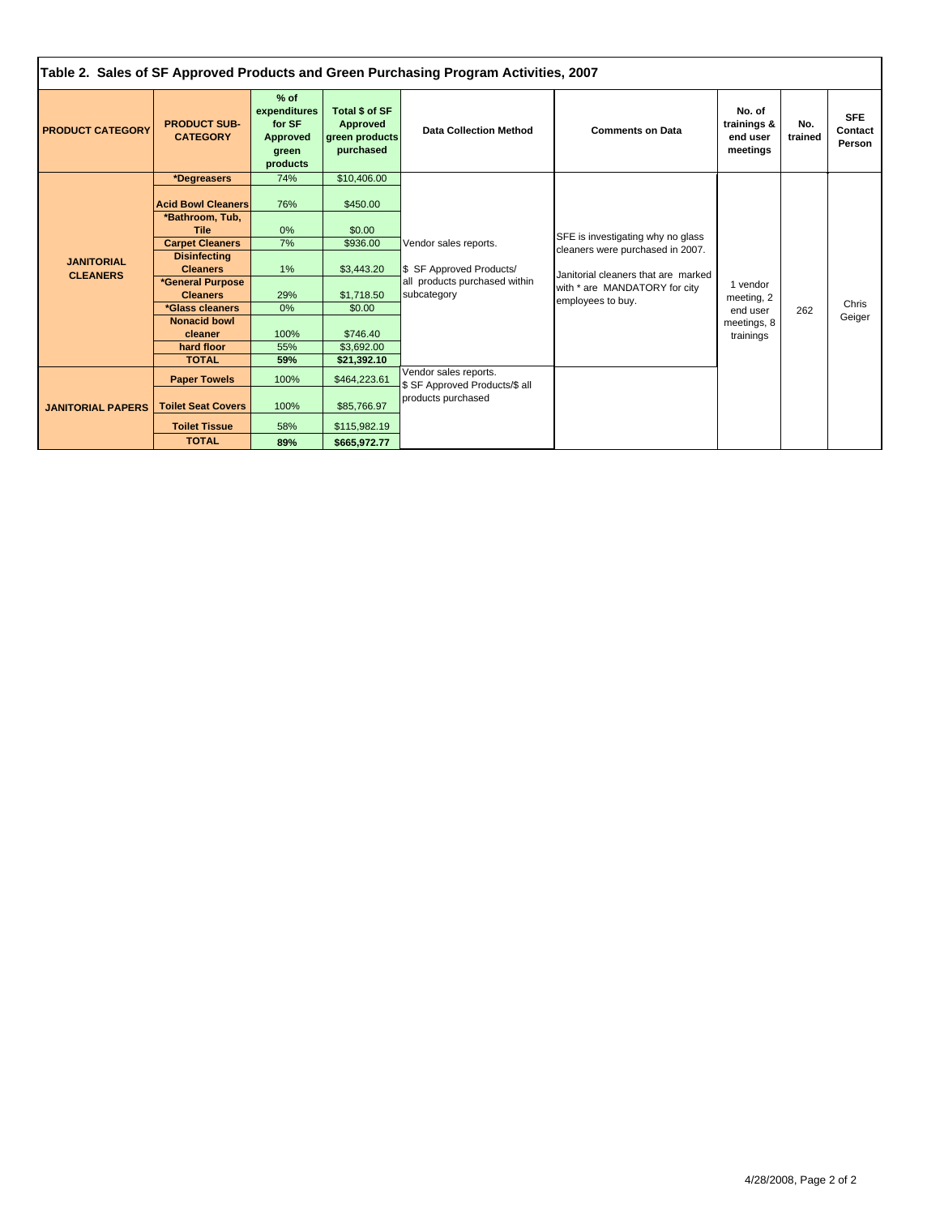## Table 2. Sales of SF Approved Products and Green Purchasing Program Activities, 2007

| PRODUCT CATEGORY | PRODUCT SUB-CATEGORY | % of expenditures for SF Approved green products | Total $ of SF Approved green products purchased | Data Collection Method | Comments on Data | No. of trainings & end user meetings | No. trained | SFE Contact Person |
|---|---|---|---|---|---|---|---|---|
| JANITORIAL CLEANERS | *Degreasers | 74% | $10,406.00 | Vendor sales reports. $ SF Approved Products/ all products purchased within subcategory | SFE is investigating why no glass cleaners were purchased in 2007. Janitorial cleaners that are marked with * are MANDATORY for city employees to buy. | 1 vendor meeting, 2 end user meetings, 8 trainings | 262 | Chris Geiger |
| | Acid Bowl Cleaners | 76% | $450.00 | | | | | |
| | *Bathroom, Tub, Tile | 0% | $0.00 | | | | | |
| | Carpet Cleaners | 7% | $936.00 | | | | | |
| | Disinfecting Cleaners | 1% | $3,443.20 | | | | | |
| | *General Purpose Cleaners | 29% | $1,718.50 | | | | | |
| | *Glass cleaners | 0% | $0.00 | | | | | |
| | Nonacid bowl cleaner | 100% | $746.40 | | | | | |
| | hard floor | 55% | $3,692.00 | | | | | |
| | TOTAL | 59% | $21,392.10 | | | | | |
| JANITORIAL PAPERS | Paper Towels | 100% | $464,223.61 | Vendor sales reports. $ SF Approved Products/$ all products purchased | | | | |
| | Toilet Seat Covers | 100% | $85,766.97 | | | | | |
| | Toilet Tissue | 58% | $115,982.19 | | | | | |
| | TOTAL | 89% | $665,972.77 | | | | | |

4/28/2008